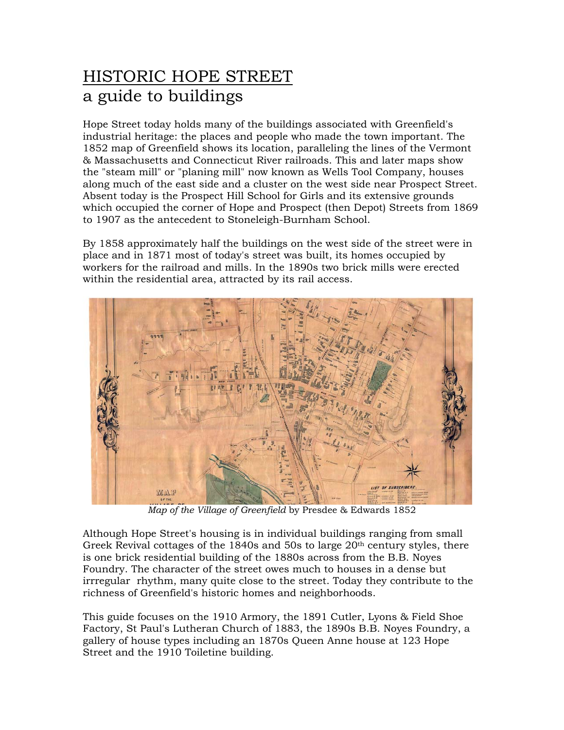# HISTORIC HOPE STREET
## a guide to buildings

Hope Street today holds many of the buildings associated with Greenfield's industrial heritage: the places and people who made the town important. The 1852 map of Greenfield shows its location, paralleling the lines of the Vermont & Massachusetts and Connecticut River railroads. This and later maps show the "steam mill" or "planing mill" now known as Wells Tool Company, houses along much of the east side and a cluster on the west side near Prospect Street. Absent today is the Prospect Hill School for Girls and its extensive grounds which occupied the corner of Hope and Prospect (then Depot) Streets from 1869 to 1907 as the antecedent to Stoneleigh-Burnham School.

By 1858 approximately half the buildings on the west side of the street were in place and in 1871 most of today's street was built, its homes occupied by workers for the railroad and mills. In the 1890s two brick mills were erected within the residential area, attracted by its rail access.

*Map of the Village of Greenfield* by Presdee & Edwards 1852

Although Hope Street's housing is in individual buildings ranging from small Greek Revival cottages of the 1840s and 50s to large 20th century styles, there is one brick residential building of the 1880s across from the B.B. Noyes Foundry. The character of the street owes much to houses in a dense but irrregular rhythm, many quite close to the street. Today they contribute to the richness of Greenfield's historic homes and neighborhoods.

This guide focuses on the 1910 Armory, the 1891 Cutler, Lyons & Field Shoe Factory, St Paul's Lutheran Church of 1883, the 1890s B.B. Noyes Foundry, a gallery of house types including an 1870s Queen Anne house at 123 Hope Street and the 1910 Toiletine building.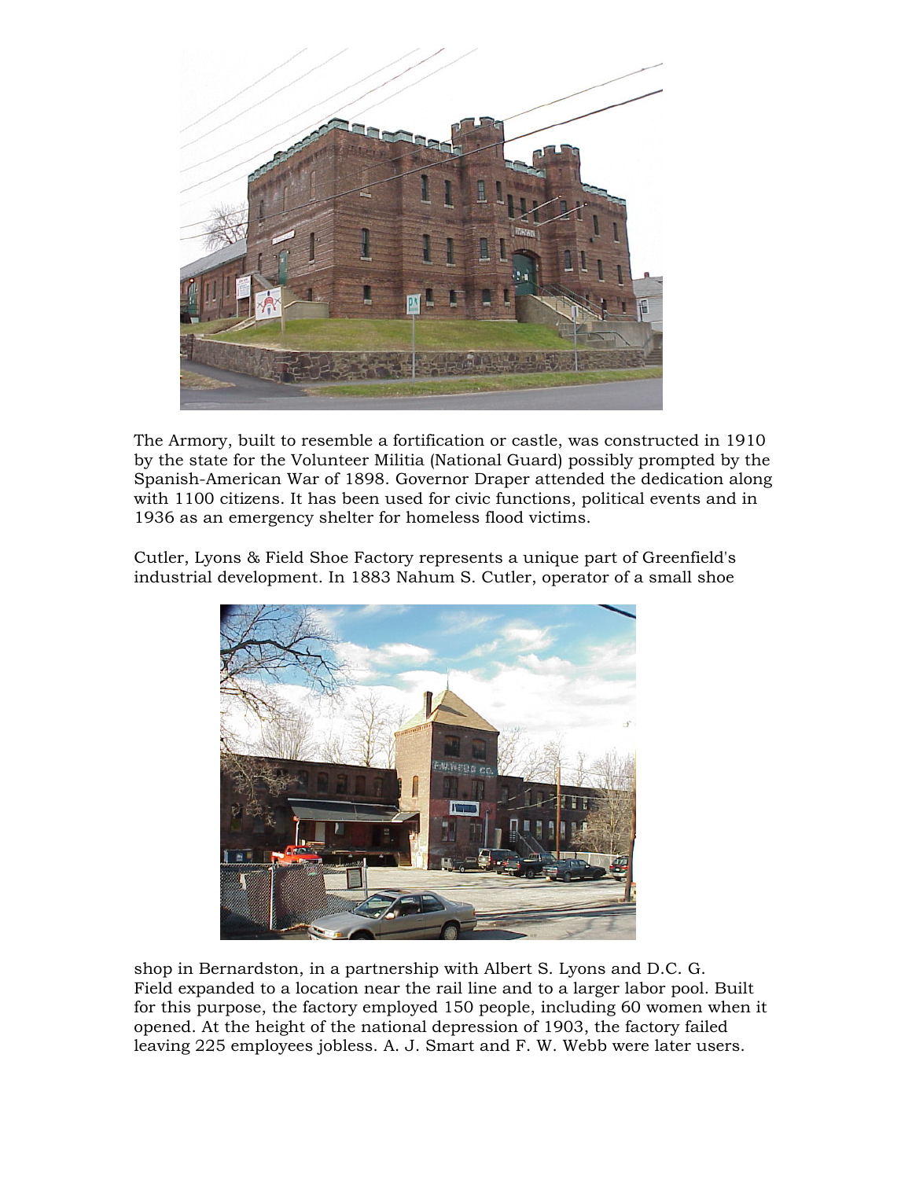The Armory, built to resemble a fortification or castle, was constructed in 1910 by the state for the Volunteer Militia (National Guard) possibly prompted by the Spanish-American War of 1898. Governor Draper attended the dedication along with 1100 citizens. It has been used for civic functions, political events and in 1936 as an emergency shelter for homeless flood victims.

Cutler, Lyons & Field Shoe Factory represents a unique part of Greenfield's industrial development. In 1883 Nahum S. Cutler, operator of a small shoe shop in Bernardston, in a partnership with Albert S. Lyons and D.C. G. Field expanded to a location near the rail line and to a larger labor pool. Built for this purpose, the factory employed 150 people, including 60 women when it opened. At the height of the national depression of 1903, the factory failed leaving 225 employees jobless. A. J. Smart and F. W. Webb were later users.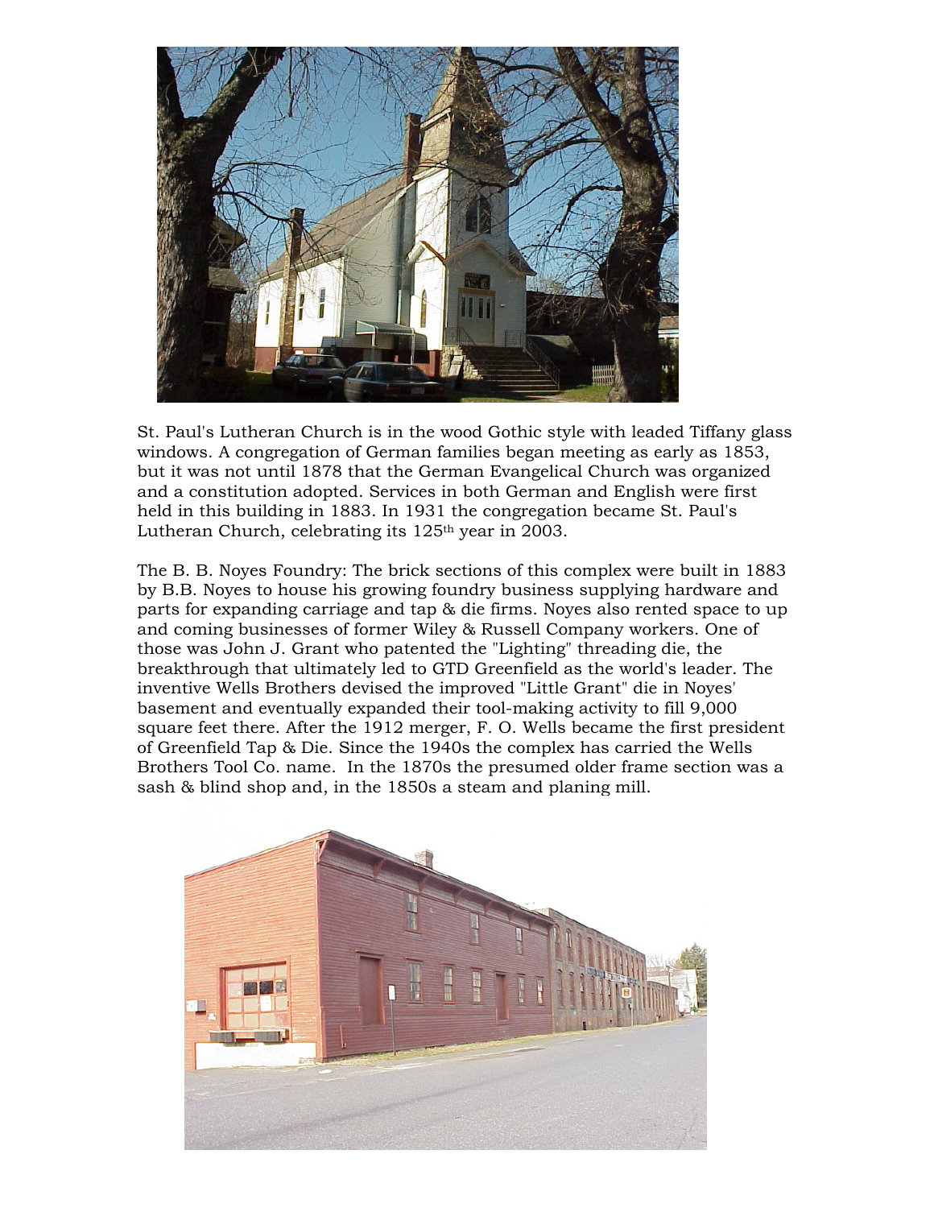St. Paul's Lutheran Church is in the wood Gothic style with leaded Tiffany glass windows. A congregation of German families began meeting as early as 1853, but it was not until 1878 that the German Evangelical Church was organized and a constitution adopted. Services in both German and English were first held in this building in 1883. In 1931 the congregation became St. Paul's Lutheran Church, celebrating its 125th year in 2003.

The B. B. Noyes Foundry: The brick sections of this complex were built in 1883 by B.B. Noyes to house his growing foundry business supplying hardware and parts for expanding carriage and tap & die firms. Noyes also rented space to up and coming businesses of former Wiley & Russell Company workers. One of those was John J. Grant who patented the "Lighting" threading die, the breakthrough that ultimately led to GTD Greenfield as the world's leader. The inventive Wells Brothers devised the improved "Little Grant" die in Noyes' basement and eventually expanded their tool-making activity to fill 9,000 square feet there. After the 1912 merger, F. O. Wells became the first president of Greenfield Tap & Die. Since the 1940s the complex has carried the Wells Brothers Tool Co. name. In the 1870s the presumed older frame section was a sash & blind shop and, in the 1850s a steam and planing mill.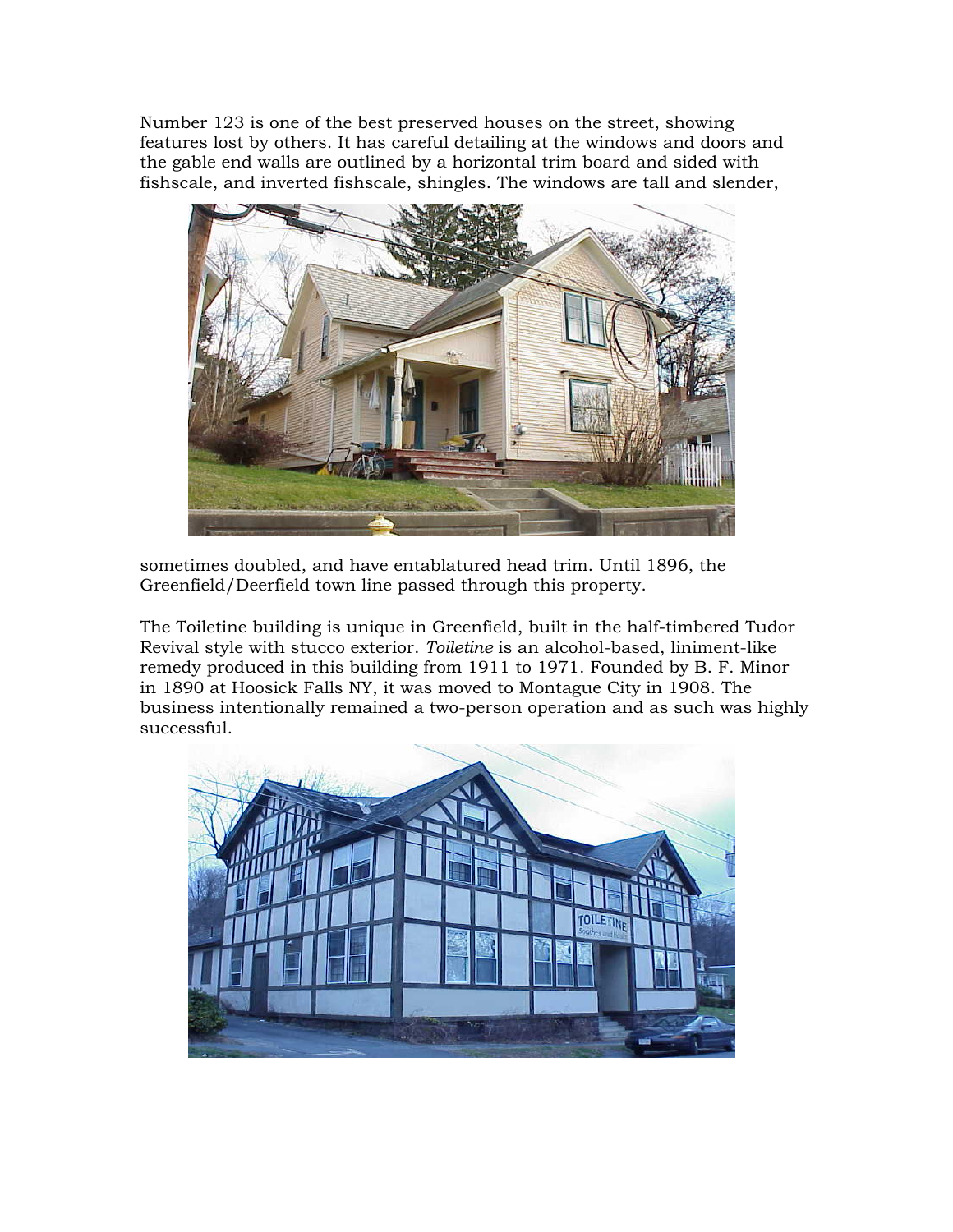Number 123 is one of the best preserved houses on the street, showing features lost by others. It has careful detailing at the windows and doors and the gable end walls are outlined by a horizontal trim board and sided with fishscale, and inverted fishscale, shingles. The windows are tall and slender, sometimes doubled, and have entablatured head trim. Until 1896, the Greenfield/Deerfield town line passed through this property.

The Toiletine building is unique in Greenfield, built in the half-timbered Tudor Revival style with stucco exterior. *Toiletine* is an alcohol-based, liniment-like remedy produced in this building from 1911 to 1971. Founded by B. F. Minor in 1890 at Hoosick Falls NY, it was moved to Montague City in 1908. The business intentionally remained a two-person operation and as such was highly successful.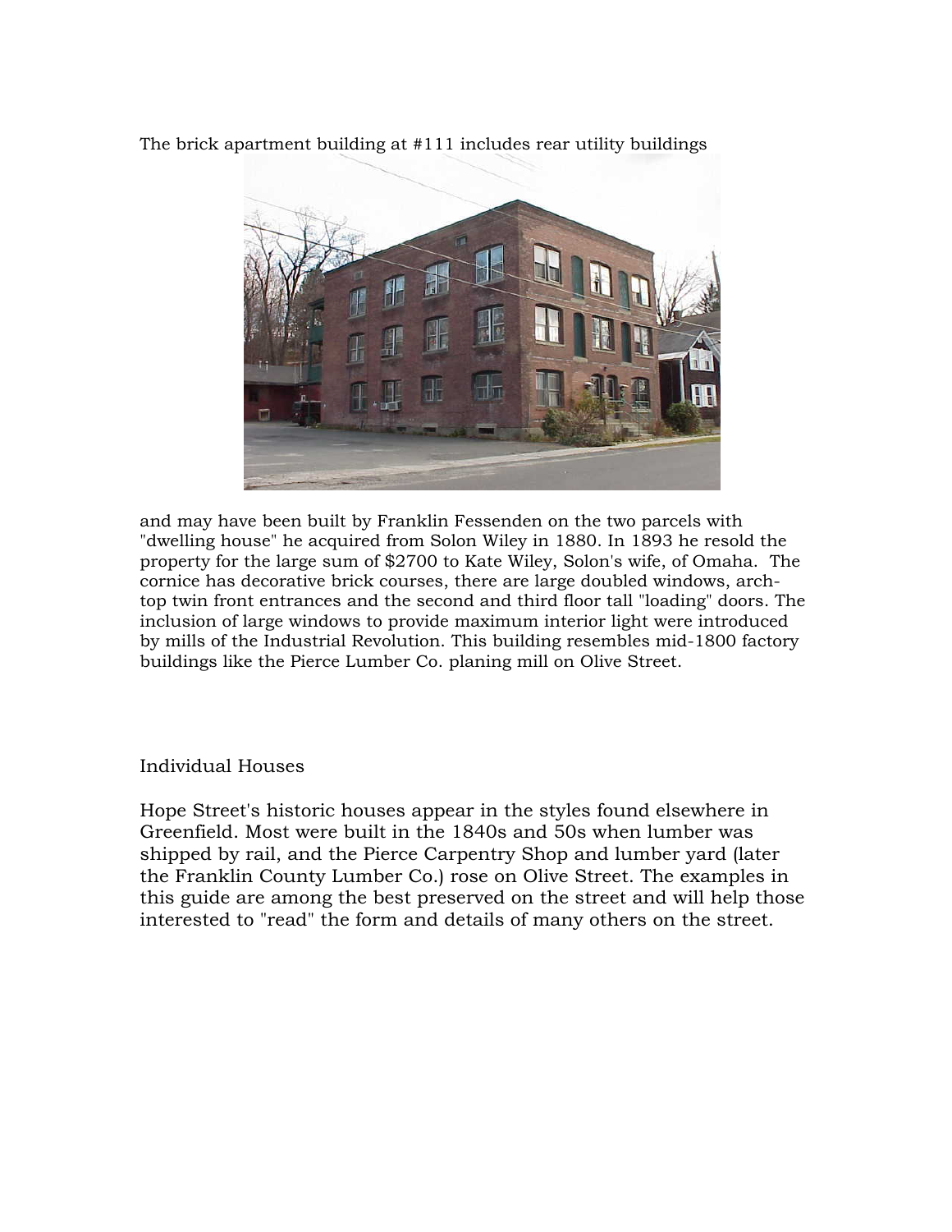The brick apartment building at #111 includes rear utility buildings

and may have been built by Franklin Fessenden on the two parcels with "dwelling house" he acquired from Solon Wiley in 1880. In 1893 he resold the property for the large sum of $2700 to Kate Wiley, Solon's wife, of Omaha. The cornice has decorative brick courses, there are large doubled windows, arch-top twin front entrances and the second and third floor tall "loading" doors. The inclusion of large windows to provide maximum interior light were introduced by mills of the Industrial Revolution. This building resembles mid-1800 factory buildings like the Pierce Lumber Co. planing mill on Olive Street.

## Individual Houses

Hope Street's historic houses appear in the styles found elsewhere in Greenfield. Most were built in the 1840s and 50s when lumber was shipped by rail, and the Pierce Carpentry Shop and lumber yard (later the Franklin County Lumber Co.) rose on Olive Street. The examples in this guide are among the best preserved on the street and will help those interested to "read" the form and details of many others on the street.